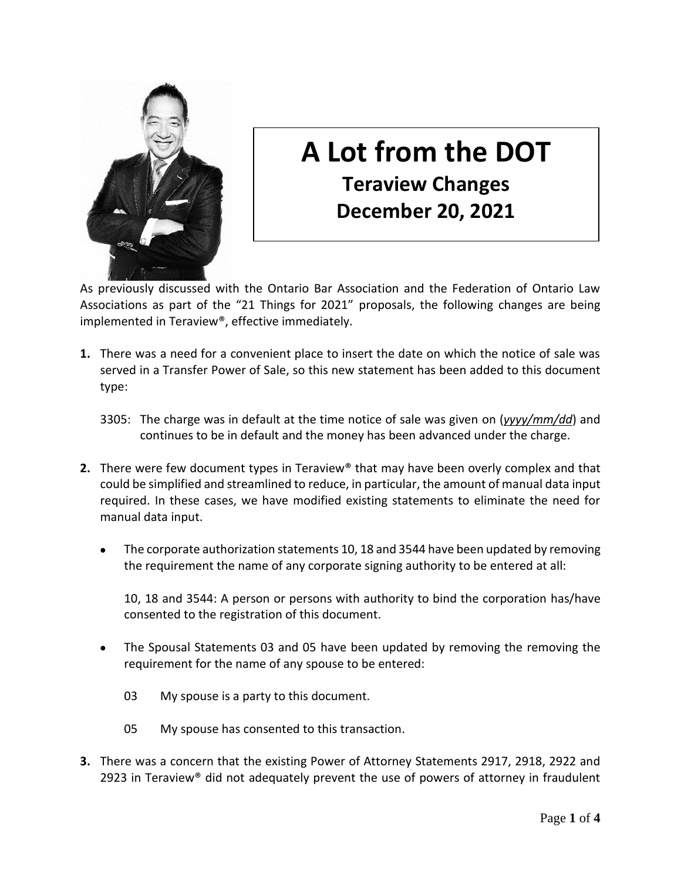# A Lot from the DOT

## Teraview Changes

## December 20, 2021

As previously discussed with the Ontario Bar Association and the Federation of Ontario Law Associations as part of the "21 Things for 2021" proposals, the following changes are being implemented in Teraview®, effective immediately.

**1.** There was a need for a convenient place to insert the date on which the notice of sale was served in a Transfer Power of Sale, so this new statement has been added to this document type:

3305: The charge was in default at the time notice of sale was given on (*yyyy/mm/dd*) and continues to be in default and the money has been advanced under the charge.

**2.** There were few document types in Teraview® that may have been overly complex and that could be simplified and streamlined to reduce, in particular, the amount of manual data input required. In these cases, we have modified existing statements to eliminate the need for manual data input.

- The corporate authorization statements 10, 18 and 3544 have been updated by removing the requirement the name of any corporate signing authority to be entered at all:

  10, 18 and 3544: A person or persons with authority to bind the corporation has/have consented to the registration of this document.

- The Spousal Statements 03 and 05 have been updated by removing the removing the requirement for the name of any spouse to be entered:

  03 My spouse is a party to this document.

  05 My spouse has consented to this transaction.

**3.** There was a concern that the existing Power of Attorney Statements 2917, 2918, 2922 and 2923 in Teraview® did not adequately prevent the use of powers of attorney in fraudulent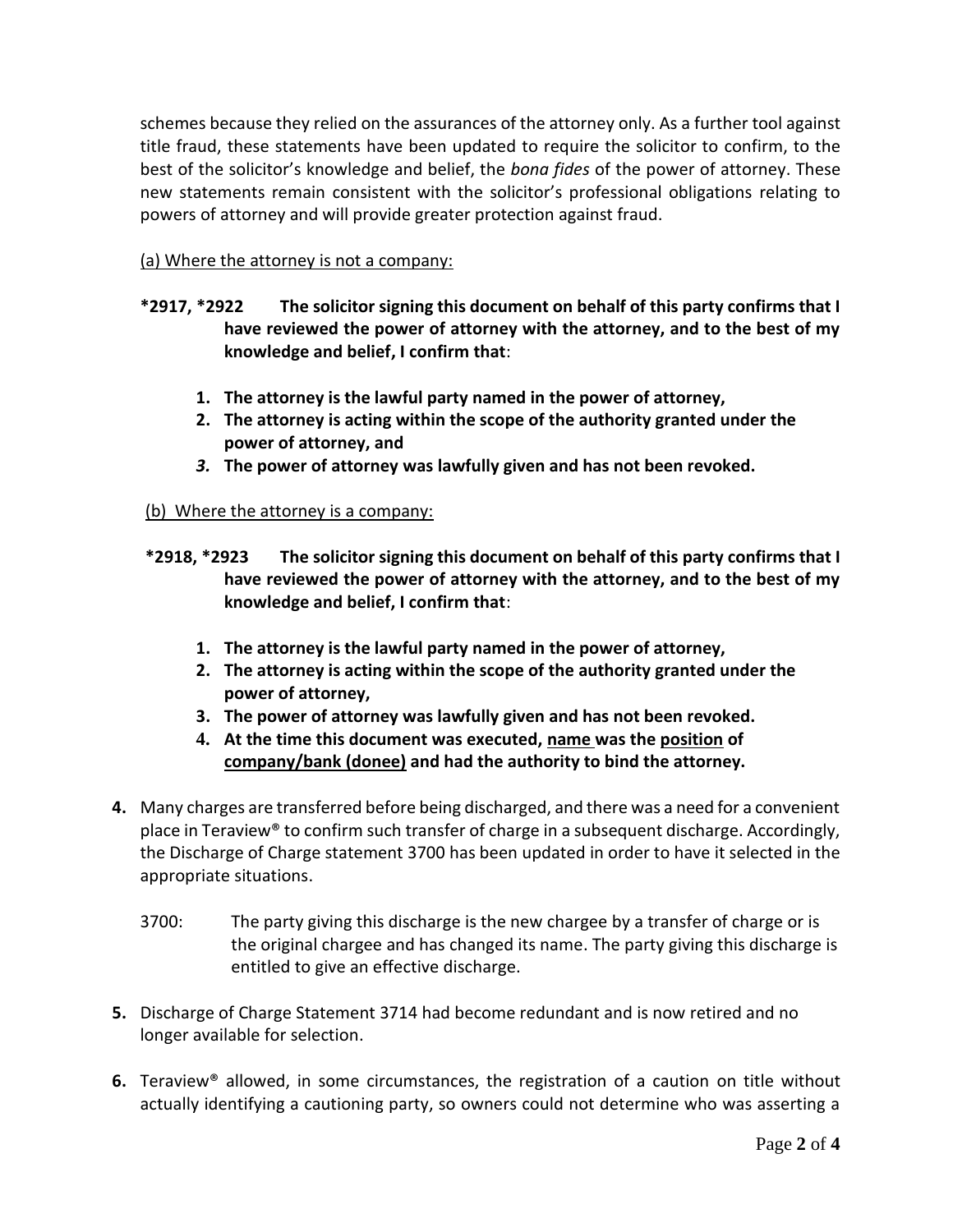schemes because they relied on the assurances of the attorney only. As a further tool against title fraud, these statements have been updated to require the solicitor to confirm, to the best of the solicitor's knowledge and belief, the *bona fides* of the power of attorney. These new statements remain consistent with the solicitor's professional obligations relating to powers of attorney and will provide greater protection against fraud.

(a) Where the attorney is not a company:

**\*2917, \*2922 The solicitor signing this document on behalf of this party confirms that I have reviewed the power of attorney with the attorney, and to the best of my knowledge and belief, I confirm that**:

1. **The attorney is the lawful party named in the power of attorney,**
2. **The attorney is acting within the scope of the authority granted under the power of attorney, and**
3. **The power of attorney was lawfully given and has not been revoked.**

(b) Where the attorney is a company:

**\*2918, \*2923 The solicitor signing this document on behalf of this party confirms that I have reviewed the power of attorney with the attorney, and to the best of my knowledge and belief, I confirm that**:

1. **The attorney is the lawful party named in the power of attorney,**
2. **The attorney is acting within the scope of the authority granted under the power of attorney,**
3. **The power of attorney was lawfully given and has not been revoked.**
4. **At the time this document was executed, name was the position of company/bank (donee) and had the authority to bind the attorney.**

**4.** Many charges are transferred before being discharged, and there was a need for a convenient place in Teraview® to confirm such transfer of charge in a subsequent discharge. Accordingly, the Discharge of Charge statement 3700 has been updated in order to have it selected in the appropriate situations.

3700: The party giving this discharge is the new chargee by a transfer of charge or is the original chargee and has changed its name. The party giving this discharge is entitled to give an effective discharge.

**5.** Discharge of Charge Statement 3714 had become redundant and is now retired and no longer available for selection.

**6.** Teraview® allowed, in some circumstances, the registration of a caution on title without actually identifying a cautioning party, so owners could not determine who was asserting a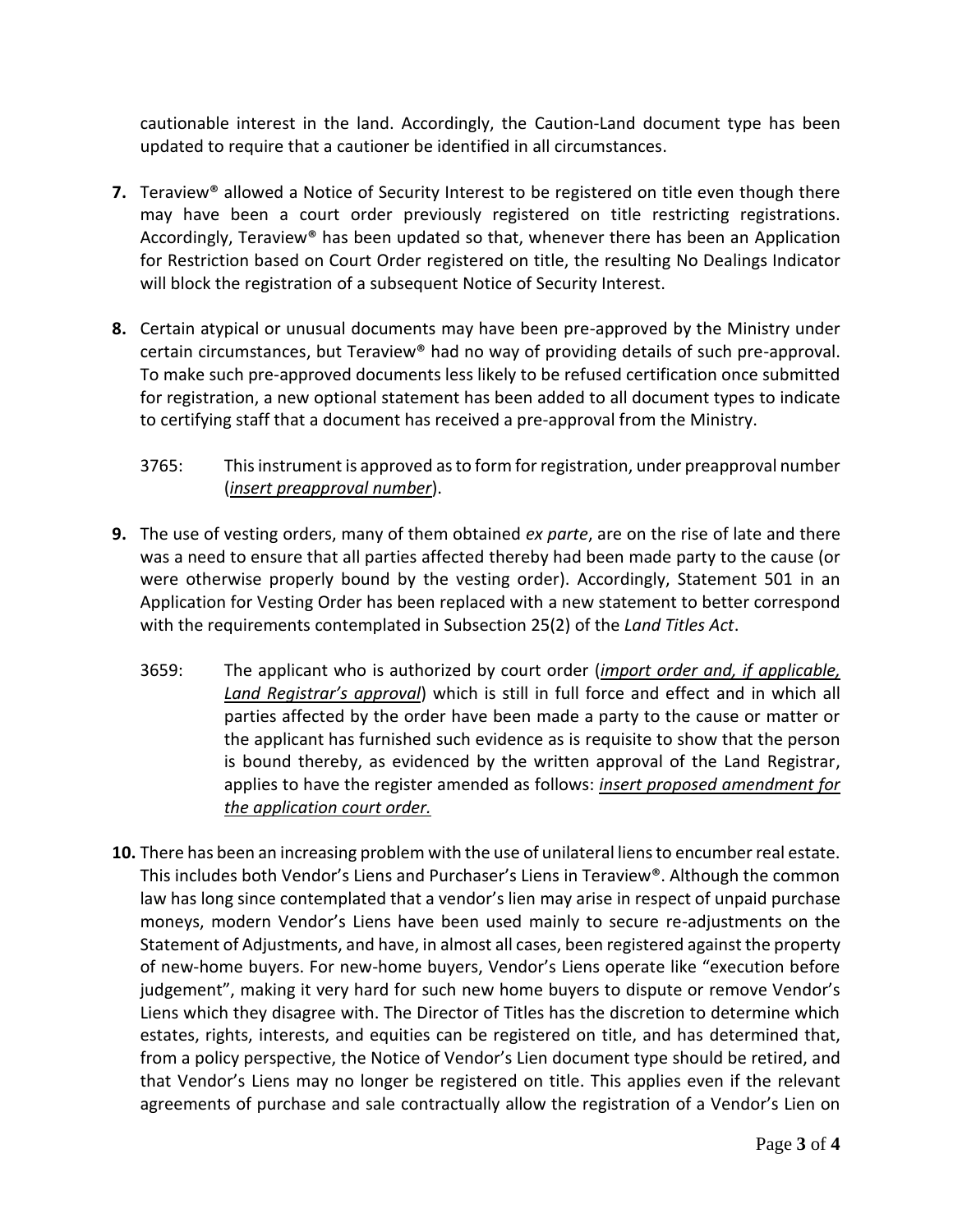cautionable interest in the land. Accordingly, the Caution-Land document type has been updated to require that a cautioner be identified in all circumstances.

**7.** Teraview® allowed a Notice of Security Interest to be registered on title even though there may have been a court order previously registered on title restricting registrations. Accordingly, Teraview® has been updated so that, whenever there has been an Application for Restriction based on Court Order registered on title, the resulting No Dealings Indicator will block the registration of a subsequent Notice of Security Interest.

**8.** Certain atypical or unusual documents may have been pre-approved by the Ministry under certain circumstances, but Teraview® had no way of providing details of such pre-approval. To make such pre-approved documents less likely to be refused certification once submitted for registration, a new optional statement has been added to all document types to indicate to certifying staff that a document has received a pre-approval from the Ministry.

3765: This instrument is approved as to form for registration, under preapproval number (*insert preapproval number*).

**9.** The use of vesting orders, many of them obtained *ex parte*, are on the rise of late and there was a need to ensure that all parties affected thereby had been made party to the cause (or were otherwise properly bound by the vesting order). Accordingly, Statement 501 in an Application for Vesting Order has been replaced with a new statement to better correspond with the requirements contemplated in Subsection 25(2) of the *Land Titles Act*.

3659: The applicant who is authorized by court order (*import order and, if applicable, Land Registrar's approval*) which is still in full force and effect and in which all parties affected by the order have been made a party to the cause or matter or the applicant has furnished such evidence as is requisite to show that the person is bound thereby, as evidenced by the written approval of the Land Registrar, applies to have the register amended as follows: *insert proposed amendment for the application court order.*

**10.** There has been an increasing problem with the use of unilateral liens to encumber real estate. This includes both Vendor's Liens and Purchaser's Liens in Teraview®. Although the common law has long since contemplated that a vendor's lien may arise in respect of unpaid purchase moneys, modern Vendor's Liens have been used mainly to secure re-adjustments on the Statement of Adjustments, and have, in almost all cases, been registered against the property of new-home buyers. For new-home buyers, Vendor's Liens operate like "execution before judgement", making it very hard for such new home buyers to dispute or remove Vendor's Liens which they disagree with. The Director of Titles has the discretion to determine which estates, rights, interests, and equities can be registered on title, and has determined that, from a policy perspective, the Notice of Vendor's Lien document type should be retired, and that Vendor's Liens may no longer be registered on title. This applies even if the relevant agreements of purchase and sale contractually allow the registration of a Vendor's Lien on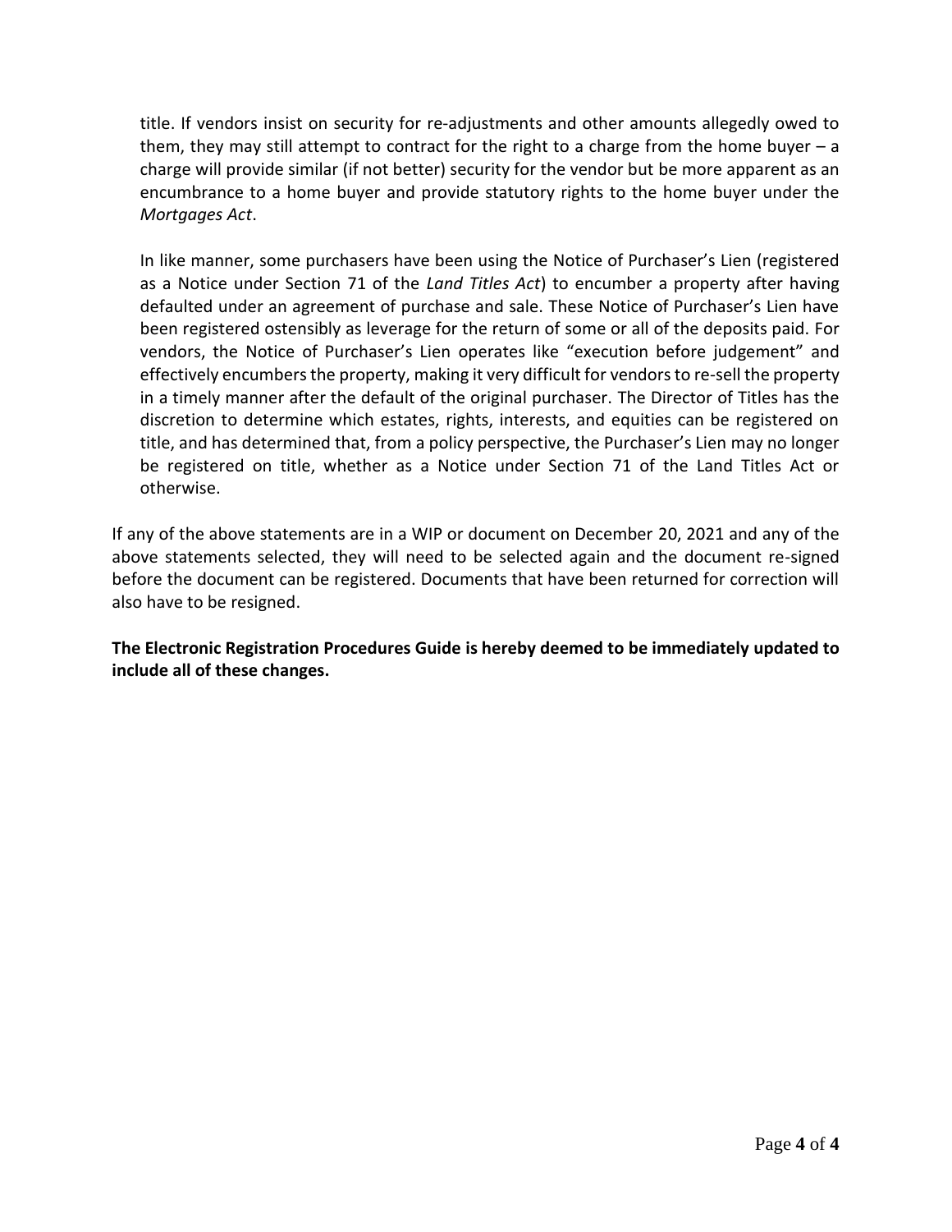title. If vendors insist on security for re-adjustments and other amounts allegedly owed to them, they may still attempt to contract for the right to a charge from the home buyer – a charge will provide similar (if not better) security for the vendor but be more apparent as an encumbrance to a home buyer and provide statutory rights to the home buyer under the *Mortgages Act*.

In like manner, some purchasers have been using the Notice of Purchaser's Lien (registered as a Notice under Section 71 of the *Land Titles Act*) to encumber a property after having defaulted under an agreement of purchase and sale. These Notice of Purchaser's Lien have been registered ostensibly as leverage for the return of some or all of the deposits paid. For vendors, the Notice of Purchaser's Lien operates like "execution before judgement" and effectively encumbers the property, making it very difficult for vendors to re-sell the property in a timely manner after the default of the original purchaser. The Director of Titles has the discretion to determine which estates, rights, interests, and equities can be registered on title, and has determined that, from a policy perspective, the Purchaser's Lien may no longer be registered on title, whether as a Notice under Section 71 of the Land Titles Act or otherwise.

If any of the above statements are in a WIP or document on December 20, 2021 and any of the above statements selected, they will need to be selected again and the document re-signed before the document can be registered. Documents that have been returned for correction will also have to be resigned.

**The Electronic Registration Procedures Guide is hereby deemed to be immediately updated to include all of these changes.**